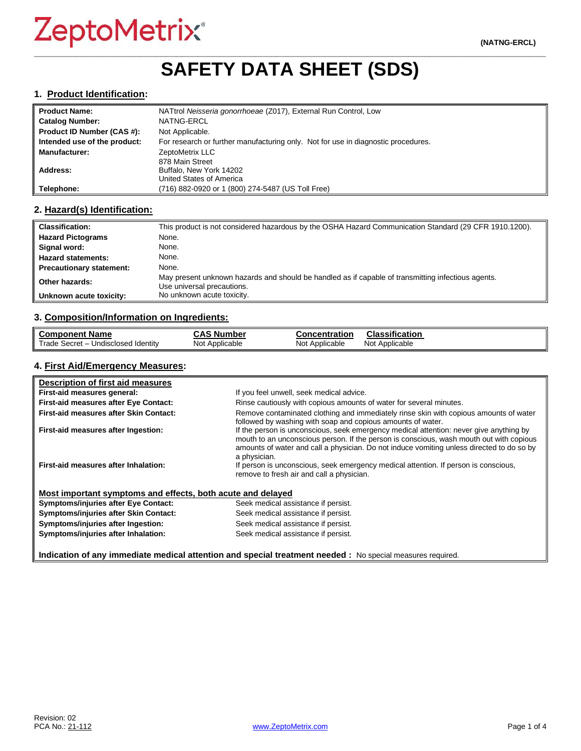ZeptoMetrix®

(NATNG-ERCL)

# SAFETY DATA SHEET (SDS)

## 1. Product Identification:

| | |
|---|---|
| **Product Name:** | NATtrol *Neisseria gonorrhoeae* (Z017), External Run Control, Low |
| **Catalog Number:** | NATNG-ERCL |
| **Product ID Number (CAS #):** | Not Applicable. |
| **Intended use of the product:** | For research or further manufacturing only. Not for use in diagnostic procedures. |
| **Manufacturer:** | ZeptoMetrix LLC |
| **Address:** | 878 Main Street<br>Buffalo, New York 14202<br>United States of America |
| **Telephone:** | (716) 882-0920 or 1 (800) 274-5487 (US Toll Free) |

## 2. Hazard(s) Identification:

| | |
|---|---|
| **Classification:** | This product is not considered hazardous by the OSHA Hazard Communication Standard (29 CFR 1910.1200). |
| **Hazard Pictograms** | None. |
| **Signal word:** | None. |
| **Hazard statements:** | None. |
| **Precautionary statement:** | None. |
| **Other hazards:** | May present unknown hazards and should be handled as if capable of transmitting infectious agents. Use universal precautions. |
| **Unknown acute toxicity:** | No unknown acute toxicity. |

## 3. Composition/Information on Ingredients:

| Component Name | CAS Number | Concentration | Classification |
|---|---|---|---|
| Trade Secret – Undisclosed Identity | Not Applicable | Not Applicable | Not Applicable |

## 4. First Aid/Emergency Measures:

**Description of first aid measures**

| | |
|---|---|
| **First-aid measures general:** | If you feel unwell, seek medical advice. |
| **First-aid measures after Eye Contact:** | Rinse cautiously with copious amounts of water for several minutes. |
| **First-aid measures after Skin Contact:** | Remove contaminated clothing and immediately rinse skin with copious amounts of water followed by washing with soap and copious amounts of water. |
| **First-aid measures after Ingestion:** | If the person is unconscious, seek emergency medical attention: never give anything by mouth to an unconscious person. If the person is conscious, wash mouth out with copious amounts of water and call a physician. Do not induce vomiting unless directed to do so by a physician. |
| **First-aid measures after Inhalation:** | If person is unconscious, seek emergency medical attention. If person is conscious, remove to fresh air and call a physician. |

**Most important symptoms and effects, both acute and delayed**

| | |
|---|---|
| **Symptoms/injuries after Eye Contact:** | Seek medical assistance if persist. |
| **Symptoms/injuries after Skin Contact:** | Seek medical assistance if persist. |
| **Symptoms/injuries after Ingestion:** | Seek medical assistance if persist. |
| **Symptoms/injuries after Inhalation:** | Seek medical assistance if persist. |

**Indication of any immediate medical attention and special treatment needed :** No special measures required.

Revision: 02
PCA No.: 21-112

www.ZeptoMetrix.com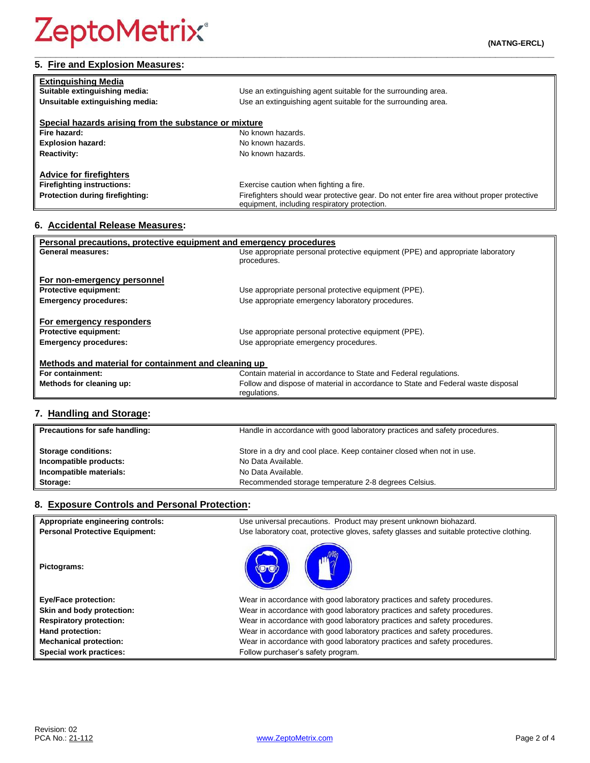## 5. Fire and Explosion Measures:

| **Extinguishing Media** | |
|---|---|
| **Suitable extinguishing media:** | Use an extinguishing agent suitable for the surrounding area. |
| **Unsuitable extinguishing media:** | Use an extinguishing agent suitable for the surrounding area. |
| **Special hazards arising from the substance or mixture** | |
| **Fire hazard:** | No known hazards. |
| **Explosion hazard:** | No known hazards. |
| **Reactivity:** | No known hazards. |
| **Advice for firefighters** | |
| **Firefighting instructions:** | Exercise caution when fighting a fire. |
| **Protection during firefighting:** | Firefighters should wear protective gear. Do not enter fire area without proper protective equipment, including respiratory protection. |

## 6. Accidental Release Measures:

| **Personal precautions, protective equipment and emergency procedures** | |
|---|---|
| **General measures:** | Use appropriate personal protective equipment (PPE) and appropriate laboratory procedures. |
| **For non-emergency personnel** | |
| **Protective equipment:** | Use appropriate personal protective equipment (PPE). |
| **Emergency procedures:** | Use appropriate emergency laboratory procedures. |
| **For emergency responders** | |
| **Protective equipment:** | Use appropriate personal protective equipment (PPE). |
| **Emergency procedures:** | Use appropriate emergency procedures. |
| **Methods and material for containment and cleaning up** | |
| **For containment:** | Contain material in accordance to State and Federal regulations. |
| **Methods for cleaning up:** | Follow and dispose of material in accordance to State and Federal waste disposal regulations. |

## 7. Handling and Storage:

| | |
|---|---|
| **Precautions for safe handling:** | Handle in accordance with good laboratory practices and safety procedures. |
| **Storage conditions:** | Store in a dry and cool place. Keep container closed when not in use. |
| **Incompatible products:** | No Data Available. |
| **Incompatible materials:** | No Data Available. |
| **Storage:** | Recommended storage temperature 2-8 degrees Celsius. |

## 8. Exposure Controls and Personal Protection:

| | |
|---|---|
| **Appropriate engineering controls:** | Use universal precautions. Product may present unknown biohazard. |
| **Personal Protective Equipment:** | Use laboratory coat, protective gloves, safety glasses and suitable protective clothing. |
| **Pictograms:** | |
| **Eye/Face protection:** | Wear in accordance with good laboratory practices and safety procedures. |
| **Skin and body protection:** | Wear in accordance with good laboratory practices and safety procedures. |
| **Respiratory protection:** | Wear in accordance with good laboratory practices and safety procedures. |
| **Hand protection:** | Wear in accordance with good laboratory practices and safety procedures. |
| **Mechanical protection:** | Wear in accordance with good laboratory practices and safety procedures. |
| **Special work practices:** | Follow purchaser's safety program. |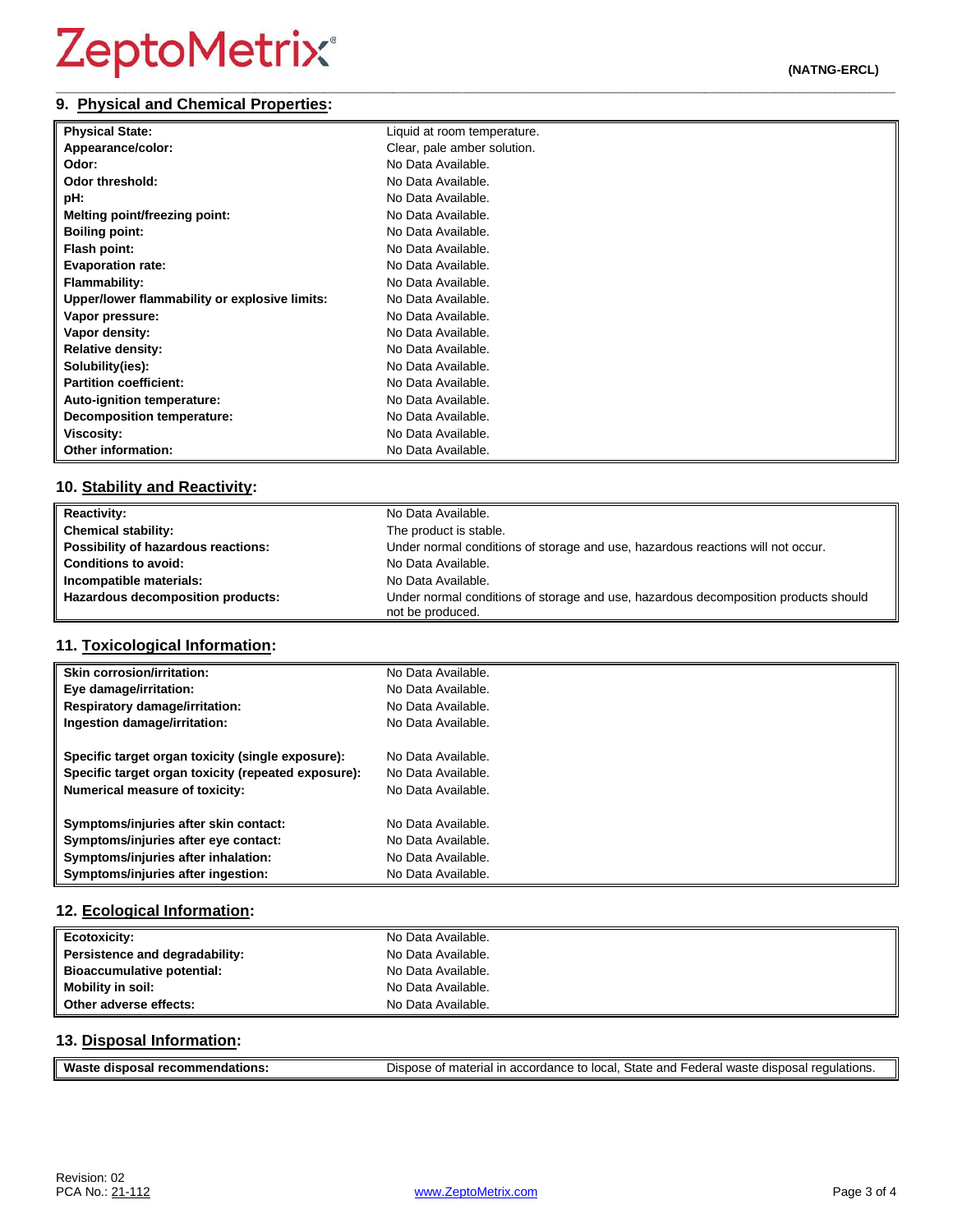## 9. Physical and Chemical Properties:

| | |
|---|---|
| **Physical State:** | Liquid at room temperature. |
| **Appearance/color:** | Clear, pale amber solution. |
| **Odor:** | No Data Available. |
| **Odor threshold:** | No Data Available. |
| **pH:** | No Data Available. |
| **Melting point/freezing point:** | No Data Available. |
| **Boiling point:** | No Data Available. |
| **Flash point:** | No Data Available. |
| **Evaporation rate:** | No Data Available. |
| **Flammability:** | No Data Available. |
| **Upper/lower flammability or explosive limits:** | No Data Available. |
| **Vapor pressure:** | No Data Available. |
| **Vapor density:** | No Data Available. |
| **Relative density:** | No Data Available. |
| **Solubility(ies):** | No Data Available. |
| **Partition coefficient:** | No Data Available. |
| **Auto-ignition temperature:** | No Data Available. |
| **Decomposition temperature:** | No Data Available. |
| **Viscosity:** | No Data Available. |
| **Other information:** | No Data Available. |

## 10. Stability and Reactivity:

| | |
|---|---|
| **Reactivity:** | No Data Available. |
| **Chemical stability:** | The product is stable. |
| **Possibility of hazardous reactions:** | Under normal conditions of storage and use, hazardous reactions will not occur. |
| **Conditions to avoid:** | No Data Available. |
| **Incompatible materials:** | No Data Available. |
| **Hazardous decomposition products:** | Under normal conditions of storage and use, hazardous decomposition products should not be produced. |

## 11. Toxicological Information:

| | |
|---|---|
| **Skin corrosion/irritation:** | No Data Available. |
| **Eye damage/irritation:** | No Data Available. |
| **Respiratory damage/irritation:** | No Data Available. |
| **Ingestion damage/irritation:** | No Data Available. |
| **Specific target organ toxicity (single exposure):** | No Data Available. |
| **Specific target organ toxicity (repeated exposure):** | No Data Available. |
| **Numerical measure of toxicity:** | No Data Available. |
| **Symptoms/injuries after skin contact:** | No Data Available. |
| **Symptoms/injuries after eye contact:** | No Data Available. |
| **Symptoms/injuries after inhalation:** | No Data Available. |
| **Symptoms/injuries after ingestion:** | No Data Available. |

## 12. Ecological Information:

| | |
|---|---|
| **Ecotoxicity:** | No Data Available. |
| **Persistence and degradability:** | No Data Available. |
| **Bioaccumulative potential:** | No Data Available. |
| **Mobility in soil:** | No Data Available. |
| **Other adverse effects:** | No Data Available. |

## 13. Disposal Information:

| | |
|---|---|
| **Waste disposal recommendations:** | Dispose of material in accordance to local, State and Federal waste disposal regulations. |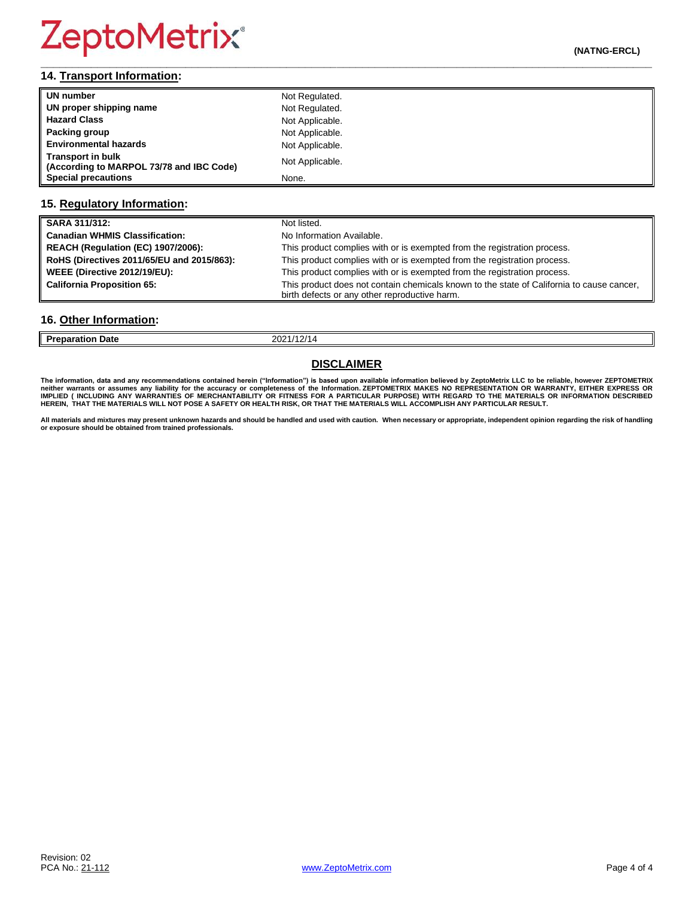## 14. Transport Information:

| | |
|---|---|
| **UN number** | Not Regulated. |
| **UN proper shipping name** | Not Regulated. |
| **Hazard Class** | Not Applicable. |
| **Packing group** | Not Applicable. |
| **Environmental hazards** | Not Applicable. |
| **Transport in bulk (According to MARPOL 73/78 and IBC Code)** | Not Applicable. |
| **Special precautions** | None. |

## 15. Regulatory Information:

| | |
|---|---|
| **SARA 311/312:** | Not listed. |
| **Canadian WHMIS Classification:** | No Information Available. |
| **REACH (Regulation (EC) 1907/2006):** | This product complies with or is exempted from the registration process. |
| **RoHS (Directives 2011/65/EU and 2015/863):** | This product complies with or is exempted from the registration process. |
| **WEEE (Directive 2012/19/EU):** | This product complies with or is exempted from the registration process. |
| **California Proposition 65:** | This product does not contain chemicals known to the state of California to cause cancer, birth defects or any other reproductive harm. |

## 16. Other Information:

| | |
|---|---|
| **Preparation Date** | 2021/12/14 |

## DISCLAIMER

**The information, data and any recommendations contained herein ("Information") is based upon available information believed by ZeptoMetrix LLC to be reliable, however ZEPTOMETRIX neither warrants or assumes any liability for the accuracy or completeness of the Information. ZEPTOMETRIX MAKES NO REPRESENTATION OR WARRANTY, EITHER EXPRESS OR IMPLIED ( INCLUDING ANY WARRANTIES OF MERCHANTABILITY OR FITNESS FOR A PARTICULAR PURPOSE) WITH REGARD TO THE MATERIALS OR INFORMATION DESCRIBED HEREIN, THAT THE MATERIALS WILL NOT POSE A SAFETY OR HEALTH RISK, OR THAT THE MATERIALS WILL ACCOMPLISH ANY PARTICULAR RESULT.**

**All materials and mixtures may present unknown hazards and should be handled and used with caution. When necessary or appropriate, independent opinion regarding the risk of handling or exposure should be obtained from trained professionals.**